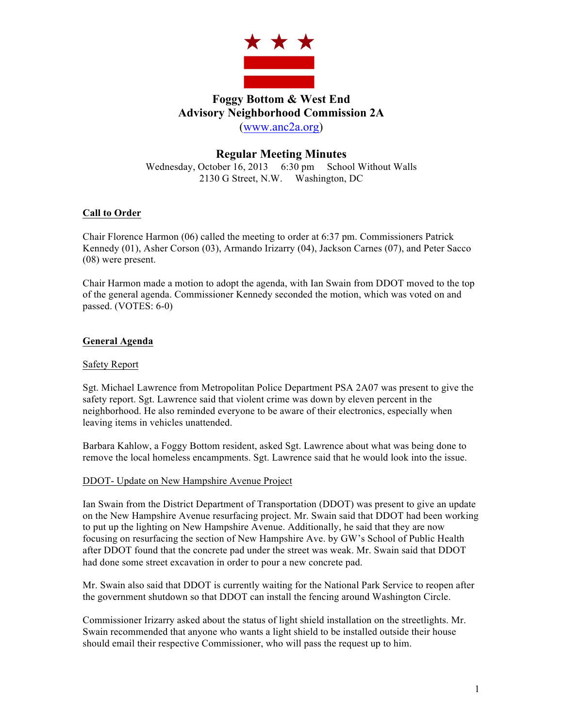# Foggy Bottom & West End Advisory Neighborhood Commission 2A

(www.anc2a.org)

## Regular Meeting Minutes

Wednesday, October 16, 2013 6:30 pm School Without Walls
2130 G Street, N.W. Washington, DC

### Call to Order

Chair Florence Harmon (06) called the meeting to order at 6:37 pm. Commissioners Patrick Kennedy (01), Asher Corson (03), Armando Irizarry (04), Jackson Carnes (07), and Peter Sacco (08) were present.

Chair Harmon made a motion to adopt the agenda, with Ian Swain from DDOT moved to the top of the general agenda. Commissioner Kennedy seconded the motion, which was voted on and passed. (VOTES: 6-0)

### General Agenda

#### Safety Report

Sgt. Michael Lawrence from Metropolitan Police Department PSA 2A07 was present to give the safety report. Sgt. Lawrence said that violent crime was down by eleven percent in the neighborhood. He also reminded everyone to be aware of their electronics, especially when leaving items in vehicles unattended.

Barbara Kahlow, a Foggy Bottom resident, asked Sgt. Lawrence about what was being done to remove the local homeless encampments. Sgt. Lawrence said that he would look into the issue.

#### DDOT- Update on New Hampshire Avenue Project

Ian Swain from the District Department of Transportation (DDOT) was present to give an update on the New Hampshire Avenue resurfacing project. Mr. Swain said that DDOT had been working to put up the lighting on New Hampshire Avenue. Additionally, he said that they are now focusing on resurfacing the section of New Hampshire Ave. by GW's School of Public Health after DDOT found that the concrete pad under the street was weak. Mr. Swain said that DDOT had done some street excavation in order to pour a new concrete pad.

Mr. Swain also said that DDOT is currently waiting for the National Park Service to reopen after the government shutdown so that DDOT can install the fencing around Washington Circle.

Commissioner Irizarry asked about the status of light shield installation on the streetlights. Mr. Swain recommended that anyone who wants a light shield to be installed outside their house should email their respective Commissioner, who will pass the request up to him.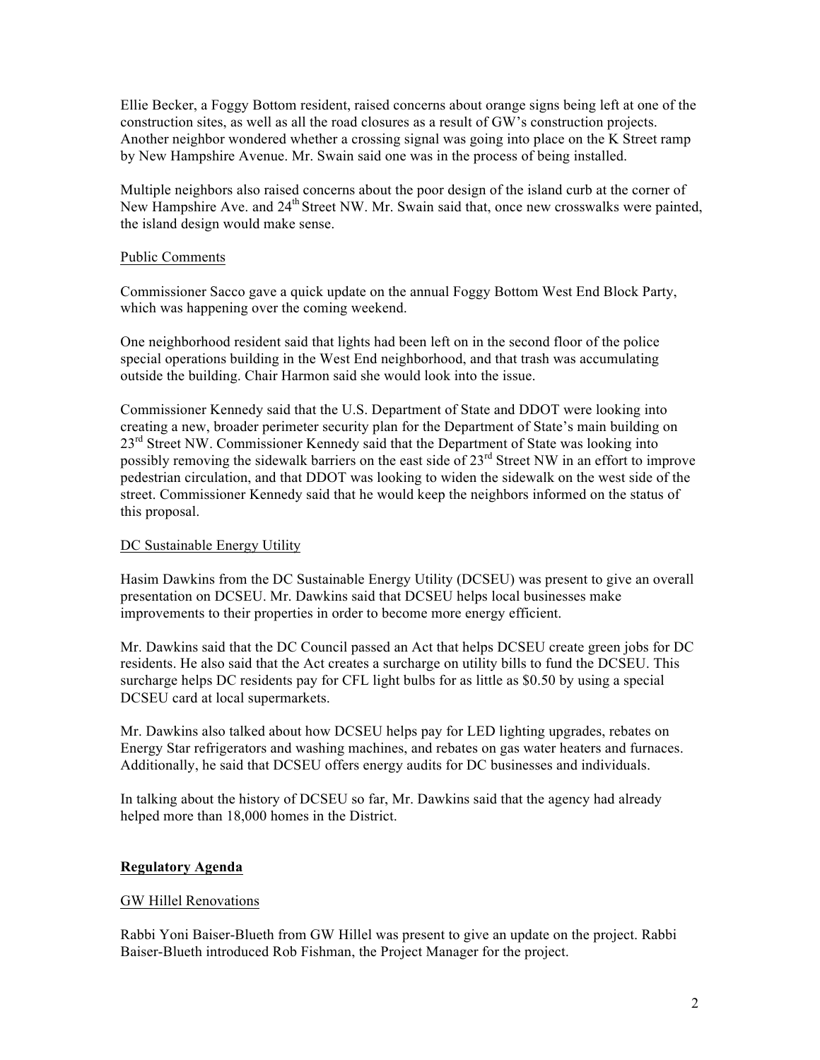Ellie Becker, a Foggy Bottom resident, raised concerns about orange signs being left at one of the construction sites, as well as all the road closures as a result of GW's construction projects. Another neighbor wondered whether a crossing signal was going into place on the K Street ramp by New Hampshire Avenue. Mr. Swain said one was in the process of being installed.

Multiple neighbors also raised concerns about the poor design of the island curb at the corner of New Hampshire Ave. and 24th Street NW. Mr. Swain said that, once new crosswalks were painted, the island design would make sense.

Public Comments

Commissioner Sacco gave a quick update on the annual Foggy Bottom West End Block Party, which was happening over the coming weekend.

One neighborhood resident said that lights had been left on in the second floor of the police special operations building in the West End neighborhood, and that trash was accumulating outside the building. Chair Harmon said she would look into the issue.

Commissioner Kennedy said that the U.S. Department of State and DDOT were looking into creating a new, broader perimeter security plan for the Department of State's main building on 23rd Street NW. Commissioner Kennedy said that the Department of State was looking into possibly removing the sidewalk barriers on the east side of 23rd Street NW in an effort to improve pedestrian circulation, and that DDOT was looking to widen the sidewalk on the west side of the street. Commissioner Kennedy said that he would keep the neighbors informed on the status of this proposal.

DC Sustainable Energy Utility

Hasim Dawkins from the DC Sustainable Energy Utility (DCSEU) was present to give an overall presentation on DCSEU. Mr. Dawkins said that DCSEU helps local businesses make improvements to their properties in order to become more energy efficient.

Mr. Dawkins said that the DC Council passed an Act that helps DCSEU create green jobs for DC residents. He also said that the Act creates a surcharge on utility bills to fund the DCSEU. This surcharge helps DC residents pay for CFL light bulbs for as little as $0.50 by using a special DCSEU card at local supermarkets.

Mr. Dawkins also talked about how DCSEU helps pay for LED lighting upgrades, rebates on Energy Star refrigerators and washing machines, and rebates on gas water heaters and furnaces. Additionally, he said that DCSEU offers energy audits for DC businesses and individuals.

In talking about the history of DCSEU so far, Mr. Dawkins said that the agency had already helped more than 18,000 homes in the District.

## Regulatory Agenda

GW Hillel Renovations

Rabbi Yoni Baiser-Blueth from GW Hillel was present to give an update on the project. Rabbi Baiser-Blueth introduced Rob Fishman, the Project Manager for the project.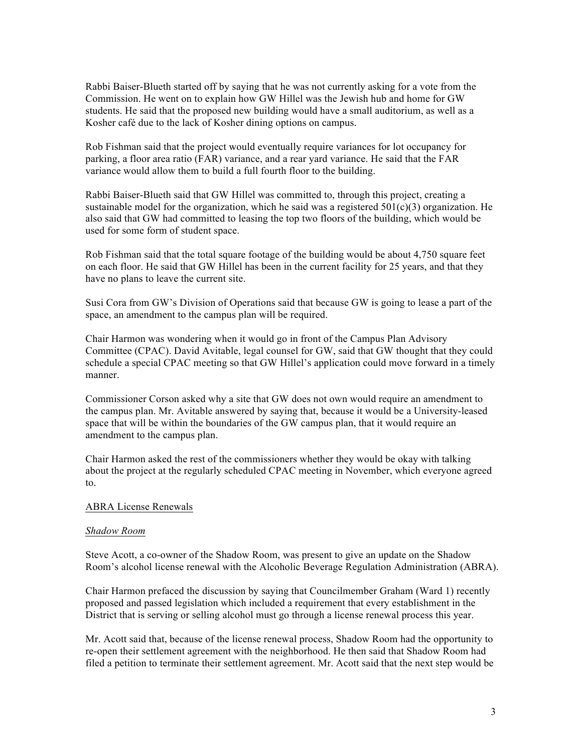Rabbi Baiser-Blueth started off by saying that he was not currently asking for a vote from the Commission. He went on to explain how GW Hillel was the Jewish hub and home for GW students. He said that the proposed new building would have a small auditorium, as well as a Kosher café due to the lack of Kosher dining options on campus.

Rob Fishman said that the project would eventually require variances for lot occupancy for parking, a floor area ratio (FAR) variance, and a rear yard variance. He said that the FAR variance would allow them to build a full fourth floor to the building.

Rabbi Baiser-Blueth said that GW Hillel was committed to, through this project, creating a sustainable model for the organization, which he said was a registered 501(c)(3) organization. He also said that GW had committed to leasing the top two floors of the building, which would be used for some form of student space.

Rob Fishman said that the total square footage of the building would be about 4,750 square feet on each floor. He said that GW Hillel has been in the current facility for 25 years, and that they have no plans to leave the current site.

Susi Cora from GW's Division of Operations said that because GW is going to lease a part of the space, an amendment to the campus plan will be required.

Chair Harmon was wondering when it would go in front of the Campus Plan Advisory Committee (CPAC). David Avitable, legal counsel for GW, said that GW thought that they could schedule a special CPAC meeting so that GW Hillel's application could move forward in a timely manner.

Commissioner Corson asked why a site that GW does not own would require an amendment to the campus plan. Mr. Avitable answered by saying that, because it would be a University-leased space that will be within the boundaries of the GW campus plan, that it would require an amendment to the campus plan.

Chair Harmon asked the rest of the commissioners whether they would be okay with talking about the project at the regularly scheduled CPAC meeting in November, which everyone agreed to.

<u>ABRA License Renewals</u>

<u>*Shadow Room*</u>

Steve Acott, a co-owner of the Shadow Room, was present to give an update on the Shadow Room's alcohol license renewal with the Alcoholic Beverage Regulation Administration (ABRA).

Chair Harmon prefaced the discussion by saying that Councilmember Graham (Ward 1) recently proposed and passed legislation which included a requirement that every establishment in the District that is serving or selling alcohol must go through a license renewal process this year.

Mr. Acott said that, because of the license renewal process, Shadow Room had the opportunity to re-open their settlement agreement with the neighborhood. He then said that Shadow Room had filed a petition to terminate their settlement agreement. Mr. Acott said that the next step would be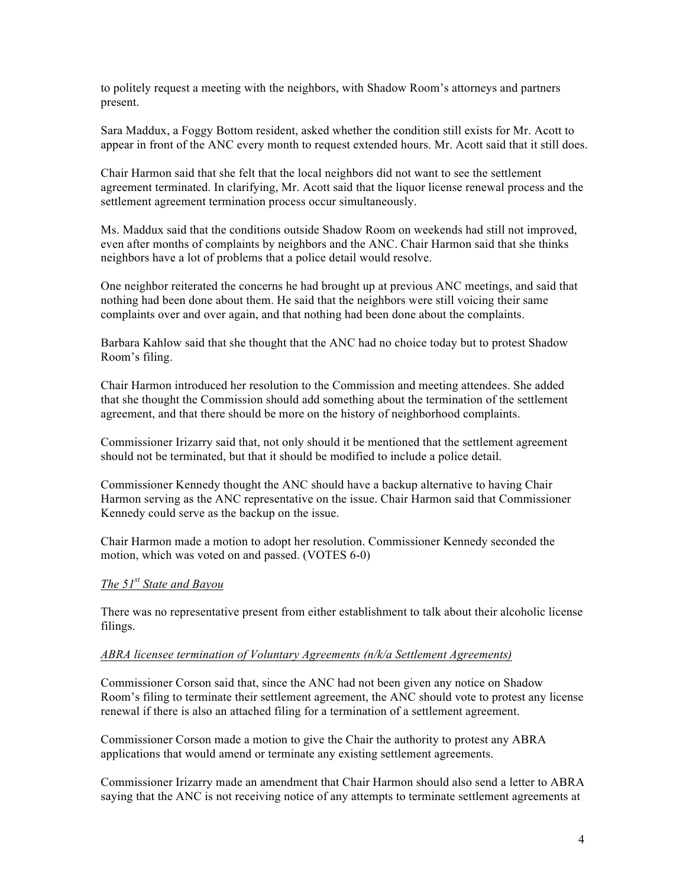to politely request a meeting with the neighbors, with Shadow Room's attorneys and partners present.

Sara Maddux, a Foggy Bottom resident, asked whether the condition still exists for Mr. Acott to appear in front of the ANC every month to request extended hours. Mr. Acott said that it still does.

Chair Harmon said that she felt that the local neighbors did not want to see the settlement agreement terminated. In clarifying, Mr. Acott said that the liquor license renewal process and the settlement agreement termination process occur simultaneously.

Ms. Maddux said that the conditions outside Shadow Room on weekends had still not improved, even after months of complaints by neighbors and the ANC. Chair Harmon said that she thinks neighbors have a lot of problems that a police detail would resolve.

One neighbor reiterated the concerns he had brought up at previous ANC meetings, and said that nothing had been done about them. He said that the neighbors were still voicing their same complaints over and over again, and that nothing had been done about the complaints.

Barbara Kahlow said that she thought that the ANC had no choice today but to protest Shadow Room's filing.

Chair Harmon introduced her resolution to the Commission and meeting attendees. She added that she thought the Commission should add something about the termination of the settlement agreement, and that there should be more on the history of neighborhood complaints.

Commissioner Irizarry said that, not only should it be mentioned that the settlement agreement should not be terminated, but that it should be modified to include a police detail.

Commissioner Kennedy thought the ANC should have a backup alternative to having Chair Harmon serving as the ANC representative on the issue. Chair Harmon said that Commissioner Kennedy could serve as the backup on the issue.

Chair Harmon made a motion to adopt her resolution. Commissioner Kennedy seconded the motion, which was voted on and passed. (VOTES 6-0)

*The 51st State and Bayou*

There was no representative present from either establishment to talk about their alcoholic license filings.

*ABRA licensee termination of Voluntary Agreements (n/k/a Settlement Agreements)*

Commissioner Corson said that, since the ANC had not been given any notice on Shadow Room's filing to terminate their settlement agreement, the ANC should vote to protest any license renewal if there is also an attached filing for a termination of a settlement agreement.

Commissioner Corson made a motion to give the Chair the authority to protest any ABRA applications that would amend or terminate any existing settlement agreements.

Commissioner Irizarry made an amendment that Chair Harmon should also send a letter to ABRA saying that the ANC is not receiving notice of any attempts to terminate settlement agreements at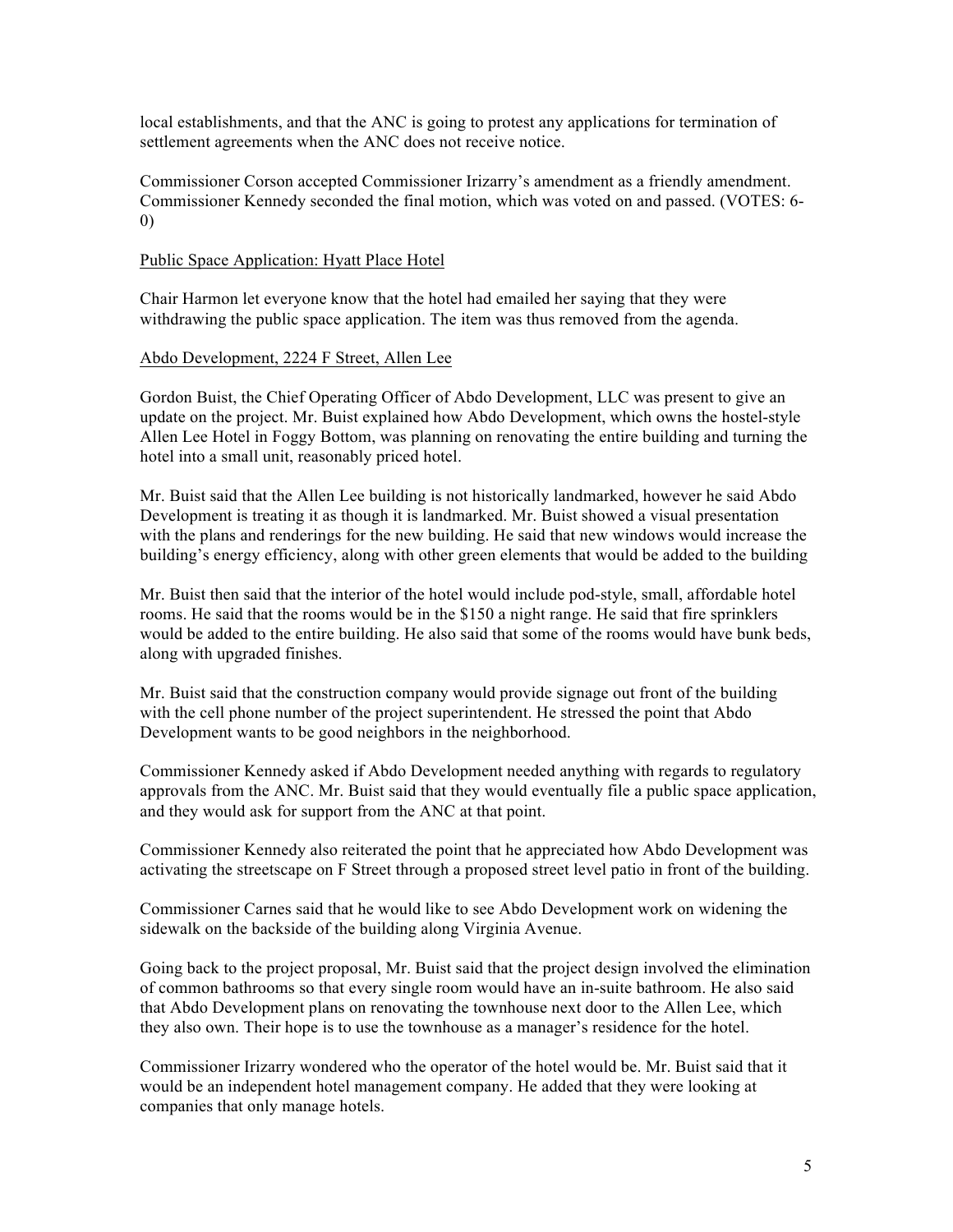local establishments, and that the ANC is going to protest any applications for termination of settlement agreements when the ANC does not receive notice.

Commissioner Corson accepted Commissioner Irizarry's amendment as a friendly amendment. Commissioner Kennedy seconded the final motion, which was voted on and passed. (VOTES: 6-0)

Public Space Application: Hyatt Place Hotel

Chair Harmon let everyone know that the hotel had emailed her saying that they were withdrawing the public space application. The item was thus removed from the agenda.

Abdo Development, 2224 F Street, Allen Lee

Gordon Buist, the Chief Operating Officer of Abdo Development, LLC was present to give an update on the project. Mr. Buist explained how Abdo Development, which owns the hostel-style Allen Lee Hotel in Foggy Bottom, was planning on renovating the entire building and turning the hotel into a small unit, reasonably priced hotel.

Mr. Buist said that the Allen Lee building is not historically landmarked, however he said Abdo Development is treating it as though it is landmarked. Mr. Buist showed a visual presentation with the plans and renderings for the new building. He said that new windows would increase the building's energy efficiency, along with other green elements that would be added to the building

Mr. Buist then said that the interior of the hotel would include pod-style, small, affordable hotel rooms. He said that the rooms would be in the $150 a night range. He said that fire sprinklers would be added to the entire building. He also said that some of the rooms would have bunk beds, along with upgraded finishes.

Mr. Buist said that the construction company would provide signage out front of the building with the cell phone number of the project superintendent. He stressed the point that Abdo Development wants to be good neighbors in the neighborhood.

Commissioner Kennedy asked if Abdo Development needed anything with regards to regulatory approvals from the ANC. Mr. Buist said that they would eventually file a public space application, and they would ask for support from the ANC at that point.

Commissioner Kennedy also reiterated the point that he appreciated how Abdo Development was activating the streetscape on F Street through a proposed street level patio in front of the building.

Commissioner Carnes said that he would like to see Abdo Development work on widening the sidewalk on the backside of the building along Virginia Avenue.

Going back to the project proposal, Mr. Buist said that the project design involved the elimination of common bathrooms so that every single room would have an in-suite bathroom. He also said that Abdo Development plans on renovating the townhouse next door to the Allen Lee, which they also own. Their hope is to use the townhouse as a manager's residence for the hotel.

Commissioner Irizarry wondered who the operator of the hotel would be. Mr. Buist said that it would be an independent hotel management company. He added that they were looking at companies that only manage hotels.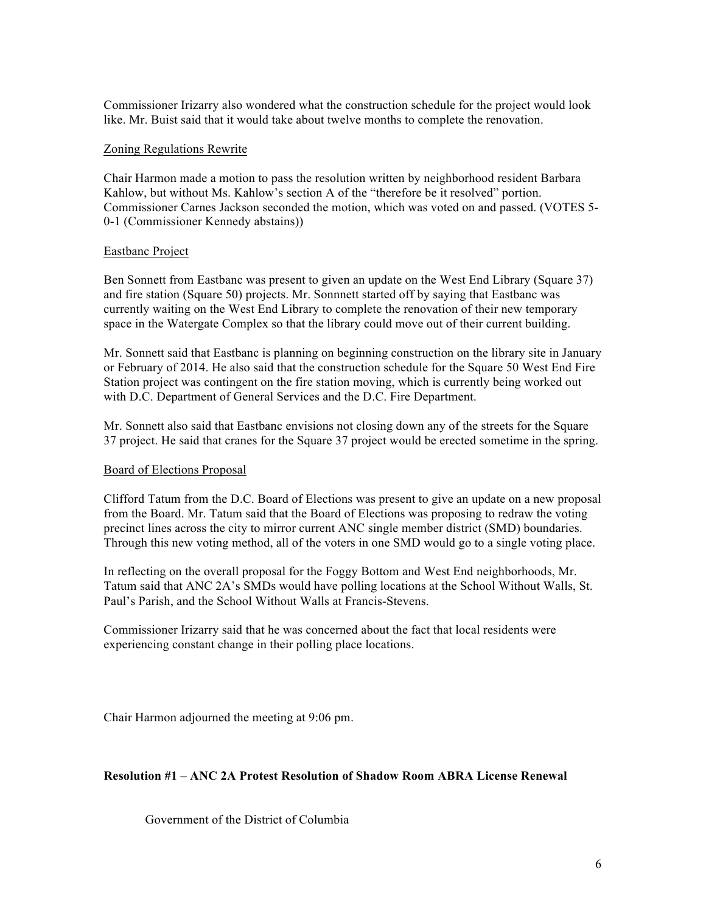Commissioner Irizarry also wondered what the construction schedule for the project would look like. Mr. Buist said that it would take about twelve months to complete the renovation.

Zoning Regulations Rewrite

Chair Harmon made a motion to pass the resolution written by neighborhood resident Barbara Kahlow, but without Ms. Kahlow's section A of the "therefore be it resolved" portion. Commissioner Carnes Jackson seconded the motion, which was voted on and passed. (VOTES 5-0-1 (Commissioner Kennedy abstains))

Eastbanc Project

Ben Sonnett from Eastbanc was present to given an update on the West End Library (Square 37) and fire station (Square 50) projects. Mr. Sonnnett started off by saying that Eastbanc was currently waiting on the West End Library to complete the renovation of their new temporary space in the Watergate Complex so that the library could move out of their current building.

Mr. Sonnett said that Eastbanc is planning on beginning construction on the library site in January or February of 2014. He also said that the construction schedule for the Square 50 West End Fire Station project was contingent on the fire station moving, which is currently being worked out with D.C. Department of General Services and the D.C. Fire Department.

Mr. Sonnett also said that Eastbanc envisions not closing down any of the streets for the Square 37 project. He said that cranes for the Square 37 project would be erected sometime in the spring.

Board of Elections Proposal

Clifford Tatum from the D.C. Board of Elections was present to give an update on a new proposal from the Board. Mr. Tatum said that the Board of Elections was proposing to redraw the voting precinct lines across the city to mirror current ANC single member district (SMD) boundaries. Through this new voting method, all of the voters in one SMD would go to a single voting place.

In reflecting on the overall proposal for the Foggy Bottom and West End neighborhoods, Mr. Tatum said that ANC 2A's SMDs would have polling locations at the School Without Walls, St. Paul's Parish, and the School Without Walls at Francis-Stevens.

Commissioner Irizarry said that he was concerned about the fact that local residents were experiencing constant change in their polling place locations.

Chair Harmon adjourned the meeting at 9:06 pm.

**Resolution #1 – ANC 2A Protest Resolution of Shadow Room ABRA License Renewal**

Government of the District of Columbia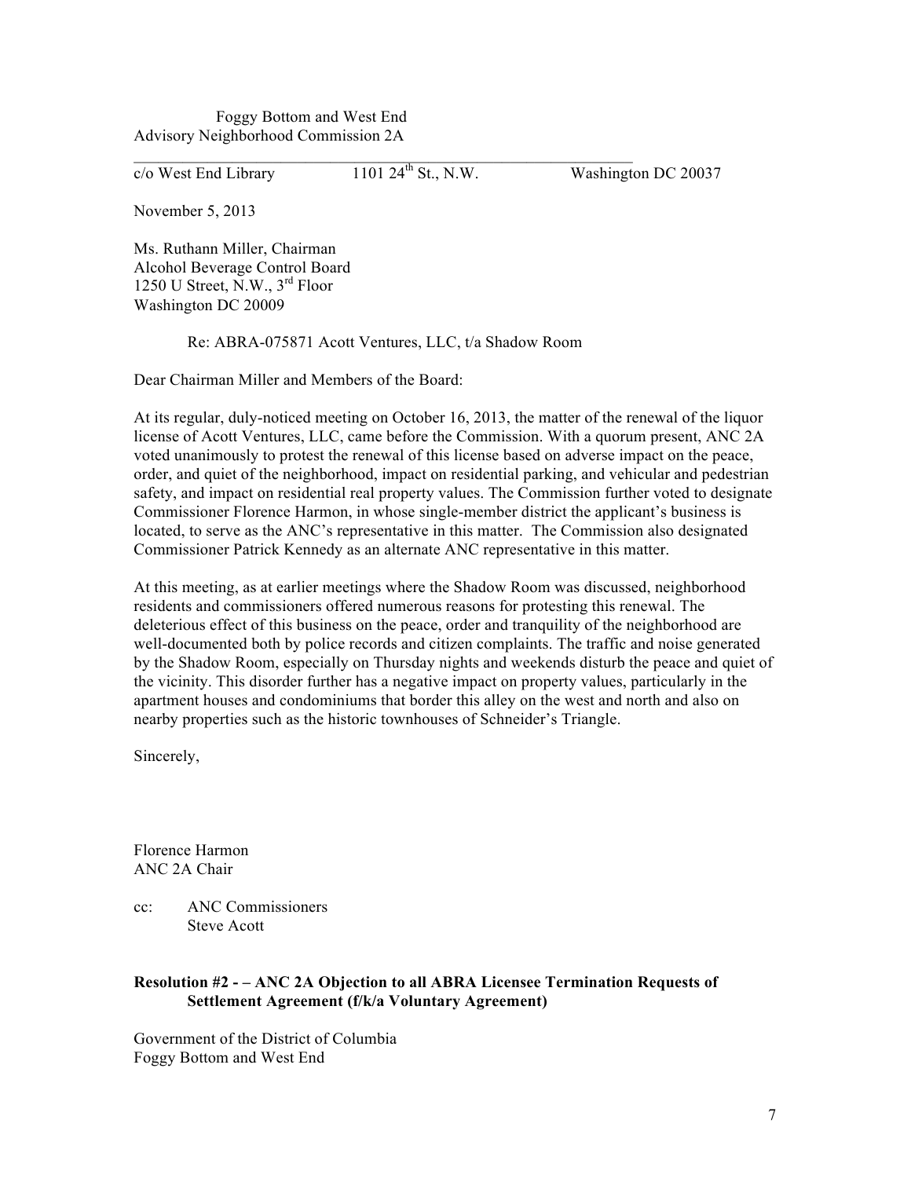Foggy Bottom and West End
Advisory Neighborhood Commission 2A

c/o West End Library 1101 24th St., N.W. Washington DC 20037

November 5, 2013

Ms. Ruthann Miller, Chairman
Alcohol Beverage Control Board
1250 U Street, N.W., 3rd Floor
Washington DC 20009

Re: ABRA-075871 Acott Ventures, LLC, t/a Shadow Room

Dear Chairman Miller and Members of the Board:

At its regular, duly-noticed meeting on October 16, 2013, the matter of the renewal of the liquor license of Acott Ventures, LLC, came before the Commission. With a quorum present, ANC 2A voted unanimously to protest the renewal of this license based on adverse impact on the peace, order, and quiet of the neighborhood, impact on residential parking, and vehicular and pedestrian safety, and impact on residential real property values. The Commission further voted to designate Commissioner Florence Harmon, in whose single-member district the applicant's business is located, to serve as the ANC's representative in this matter. The Commission also designated Commissioner Patrick Kennedy as an alternate ANC representative in this matter.

At this meeting, as at earlier meetings where the Shadow Room was discussed, neighborhood residents and commissioners offered numerous reasons for protesting this renewal. The deleterious effect of this business on the peace, order and tranquility of the neighborhood are well-documented both by police records and citizen complaints. The traffic and noise generated by the Shadow Room, especially on Thursday nights and weekends disturb the peace and quiet of the vicinity. This disorder further has a negative impact on property values, particularly in the apartment houses and condominiums that border this alley on the west and north and also on nearby properties such as the historic townhouses of Schneider's Triangle.

Sincerely,

Florence Harmon
ANC 2A Chair

cc: ANC Commissioners
Steve Acott

**Resolution #2 - – ANC 2A Objection to all ABRA Licensee Termination Requests of Settlement Agreement (f/k/a Voluntary Agreement)**

Government of the District of Columbia
Foggy Bottom and West End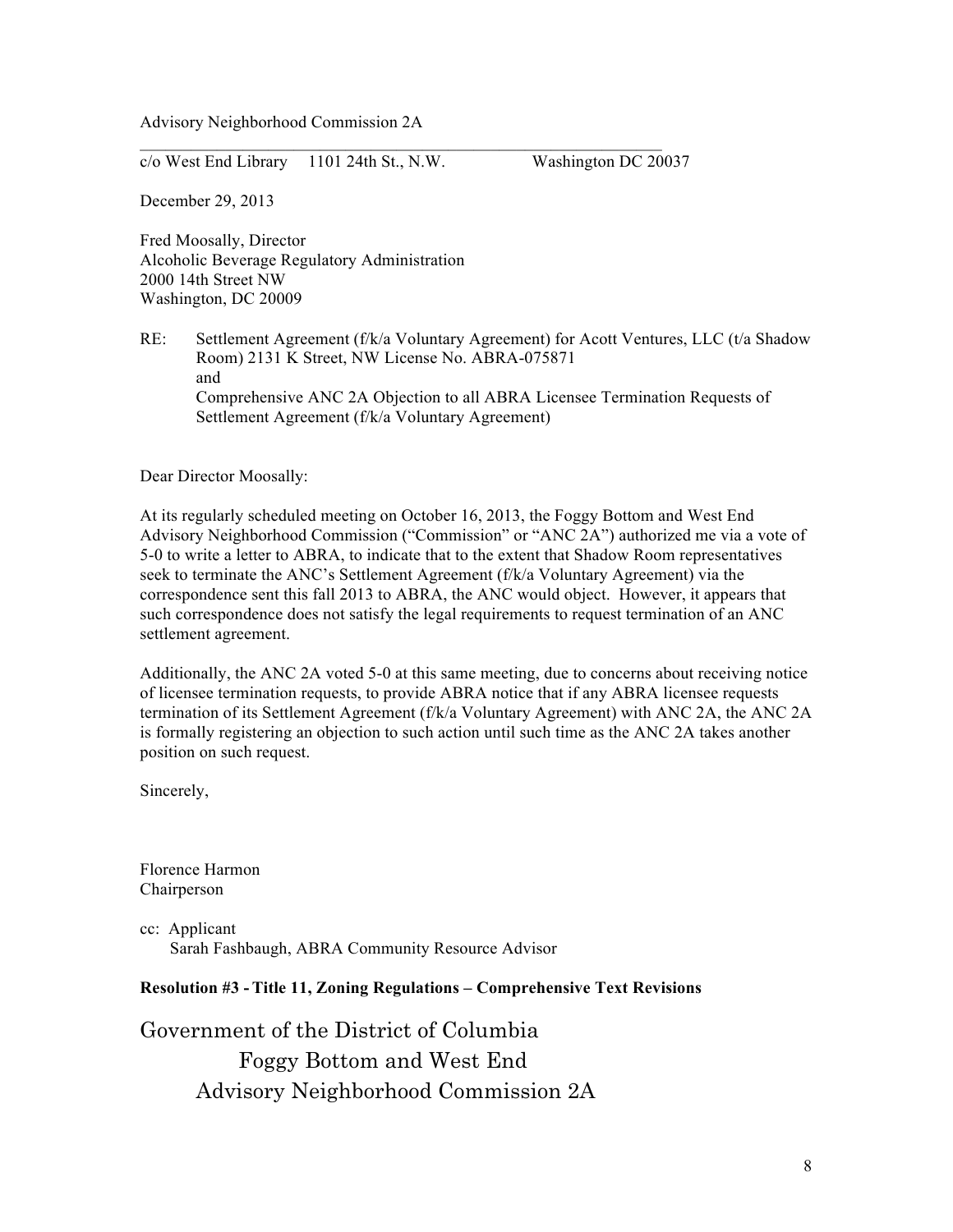Advisory Neighborhood Commission 2A

c/o West End Library     1101 24th St., N.W.     Washington DC 20037

December 29, 2013

Fred Moosally, Director
Alcoholic Beverage Regulatory Administration
2000 14th Street NW
Washington, DC 20009

RE: Settlement Agreement (f/k/a Voluntary Agreement) for Acott Ventures, LLC (t/a Shadow Room) 2131 K Street, NW License No. ABRA-075871
and
Comprehensive ANC 2A Objection to all ABRA Licensee Termination Requests of Settlement Agreement (f/k/a Voluntary Agreement)

Dear Director Moosally:

At its regularly scheduled meeting on October 16, 2013, the Foggy Bottom and West End Advisory Neighborhood Commission ("Commission" or "ANC 2A") authorized me via a vote of 5-0 to write a letter to ABRA, to indicate that to the extent that Shadow Room representatives seek to terminate the ANC's Settlement Agreement (f/k/a Voluntary Agreement) via the correspondence sent this fall 2013 to ABRA, the ANC would object. However, it appears that such correspondence does not satisfy the legal requirements to request termination of an ANC settlement agreement.

Additionally, the ANC 2A voted 5-0 at this same meeting, due to concerns about receiving notice of licensee termination requests, to provide ABRA notice that if any ABRA licensee requests termination of its Settlement Agreement (f/k/a Voluntary Agreement) with ANC 2A, the ANC 2A is formally registering an objection to such action until such time as the ANC 2A takes another position on such request.

Sincerely,

Florence Harmon
Chairperson

cc: Applicant
Sarah Fashbaugh, ABRA Community Resource Advisor

**Resolution #3 - Title 11, Zoning Regulations – Comprehensive Text Revisions**

# Government of the District of Columbia
# Foggy Bottom and West End
# Advisory Neighborhood Commission 2A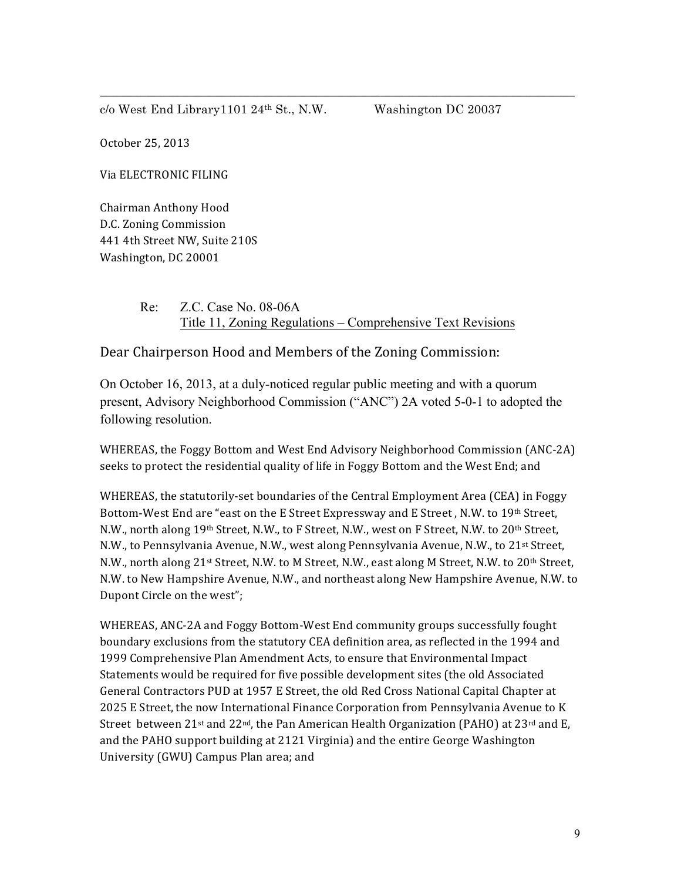c/o West End Library1101 24th St., N.W. Washington DC 20037

October 25, 2013

Via ELECTRONIC FILING

Chairman Anthony Hood
D.C. Zoning Commission
441 4th Street NW, Suite 210S
Washington, DC 20001

Re: Z.C. Case No. 08-06A
Title 11, Zoning Regulations – Comprehensive Text Revisions

Dear Chairperson Hood and Members of the Zoning Commission:

On October 16, 2013, at a duly-noticed regular public meeting and with a quorum present, Advisory Neighborhood Commission ("ANC") 2A voted 5-0-1 to adopted the following resolution.

WHEREAS, the Foggy Bottom and West End Advisory Neighborhood Commission (ANC-2A) seeks to protect the residential quality of life in Foggy Bottom and the West End; and

WHEREAS, the statutorily-set boundaries of the Central Employment Area (CEA) in Foggy Bottom-West End are "east on the E Street Expressway and E Street , N.W. to 19th Street, N.W., north along 19th Street, N.W., to F Street, N.W., west on F Street, N.W. to 20th Street, N.W., to Pennsylvania Avenue, N.W., west along Pennsylvania Avenue, N.W., to 21st Street, N.W., north along 21st Street, N.W. to M Street, N.W., east along M Street, N.W. to 20th Street, N.W. to New Hampshire Avenue, N.W., and northeast along New Hampshire Avenue, N.W. to Dupont Circle on the west";

WHEREAS, ANC-2A and Foggy Bottom-West End community groups successfully fought boundary exclusions from the statutory CEA definition area, as reflected in the 1994 and 1999 Comprehensive Plan Amendment Acts, to ensure that Environmental Impact Statements would be required for five possible development sites (the old Associated General Contractors PUD at 1957 E Street, the old Red Cross National Capital Chapter at 2025 E Street, the now International Finance Corporation from Pennsylvania Avenue to K Street between 21st and 22nd, the Pan American Health Organization (PAHO) at 23rd and E, and the PAHO support building at 2121 Virginia) and the entire George Washington University (GWU) Campus Plan area; and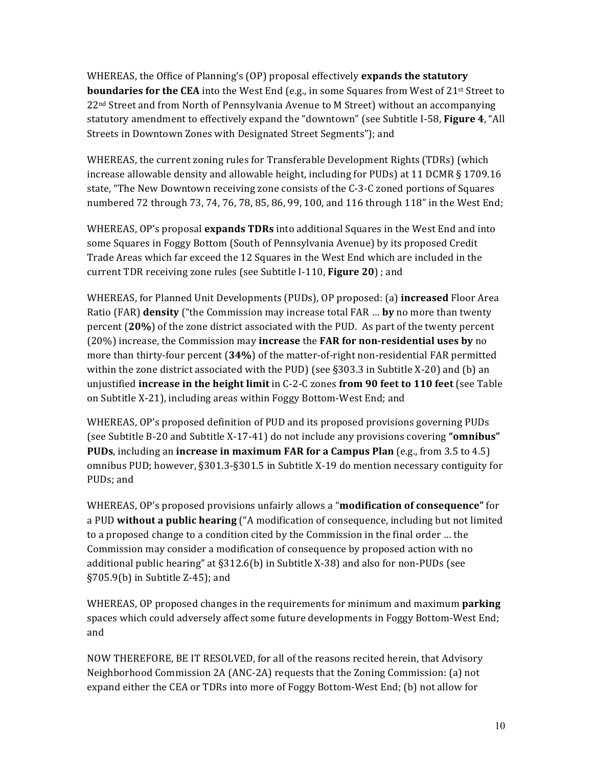WHEREAS, the Office of Planning's (OP) proposal effectively **expands the statutory boundaries for the CEA** into the West End (e.g., in some Squares from West of 21st Street to 22nd Street and from North of Pennsylvania Avenue to M Street) without an accompanying statutory amendment to effectively expand the "downtown" (see Subtitle I-58, **Figure 4**, "All Streets in Downtown Zones with Designated Street Segments"); and

WHEREAS, the current zoning rules for Transferable Development Rights (TDRs) (which increase allowable density and allowable height, including for PUDs) at 11 DCMR § 1709.16 state, "The New Downtown receiving zone consists of the C-3-C zoned portions of Squares numbered 72 through 73, 74, 76, 78, 85, 86, 99, 100, and 116 through 118" in the West End;

WHEREAS, OP's proposal **expands TDRs** into additional Squares in the West End and into some Squares in Foggy Bottom (South of Pennsylvania Avenue) by its proposed Credit Trade Areas which far exceed the 12 Squares in the West End which are included in the current TDR receiving zone rules (see Subtitle I-110, **Figure 20**) ; and

WHEREAS, for Planned Unit Developments (PUDs), OP proposed: (a) **increased** Floor Area Ratio (FAR) **density** ("the Commission may increase total FAR … **by** no more than twenty percent (**20%**) of the zone district associated with the PUD. As part of the twenty percent (20%) increase, the Commission may **increase** the **FAR for non-residential uses by** no more than thirty-four percent (**34%**) of the matter-of-right non-residential FAR permitted within the zone district associated with the PUD) (see §303.3 in Subtitle X-20) and (b) an unjustified **increase in the height limit** in C-2-C zones **from 90 feet to 110 feet** (see Table on Subtitle X-21), including areas within Foggy Bottom-West End; and

WHEREAS, OP's proposed definition of PUD and its proposed provisions governing PUDs (see Subtitle B-20 and Subtitle X-17-41) do not include any provisions covering **"omnibus" PUDs**, including an **increase in maximum FAR for a Campus Plan** (e.g., from 3.5 to 4.5) omnibus PUD; however, §301.3-§301.5 in Subtitle X-19 do mention necessary contiguity for PUDs; and

WHEREAS, OP's proposed provisions unfairly allows a "**modification of consequence"** for a PUD **without a public hearing** ("A modification of consequence, including but not limited to a proposed change to a condition cited by the Commission in the final order … the Commission may consider a modification of consequence by proposed action with no additional public hearing" at §312.6(b) in Subtitle X-38) and also for non-PUDs (see §705.9(b) in Subtitle Z-45); and

WHEREAS, OP proposed changes in the requirements for minimum and maximum **parking** spaces which could adversely affect some future developments in Foggy Bottom-West End; and

NOW THEREFORE, BE IT RESOLVED, for all of the reasons recited herein, that Advisory Neighborhood Commission 2A (ANC-2A) requests that the Zoning Commission: (a) not expand either the CEA or TDRs into more of Foggy Bottom-West End; (b) not allow for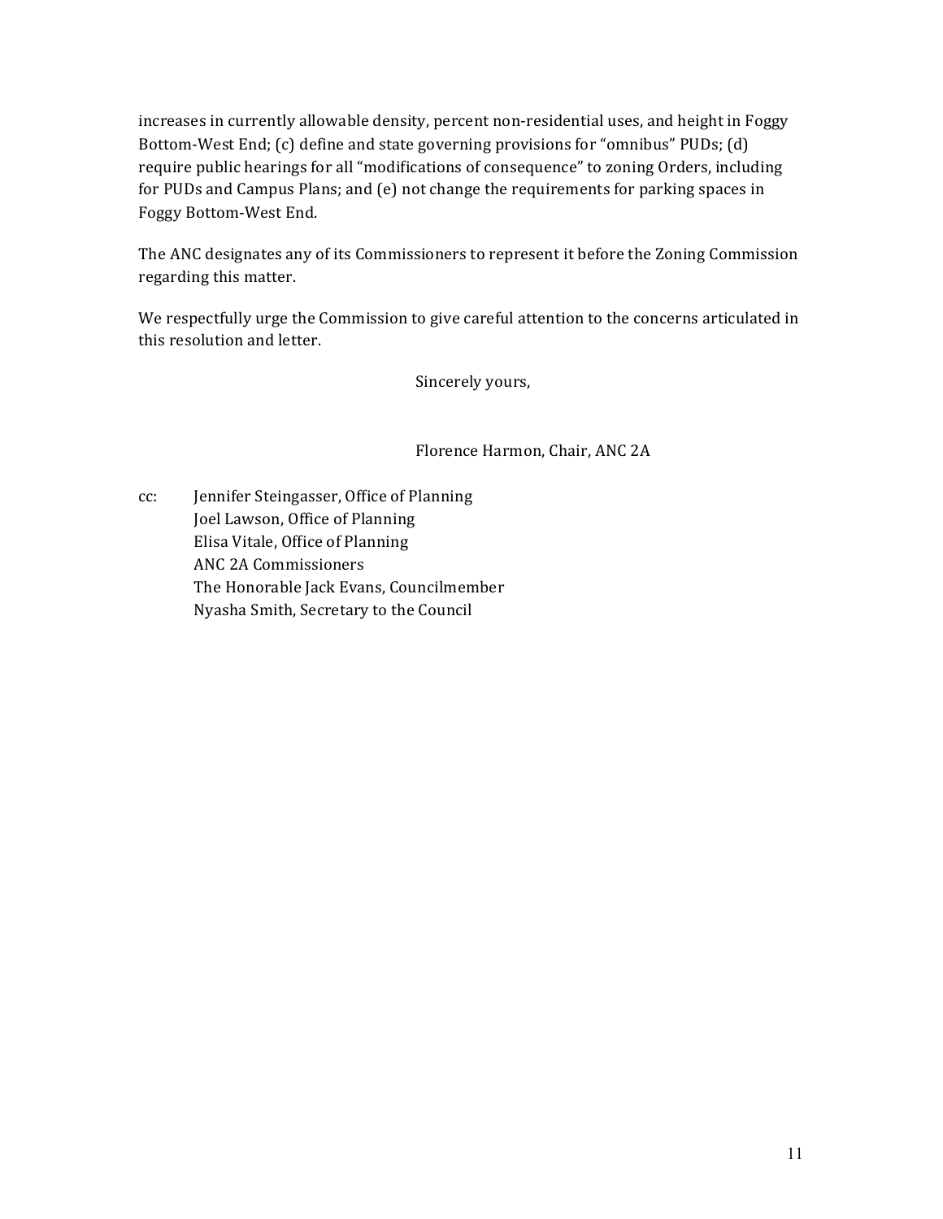increases in currently allowable density, percent non-residential uses, and height in Foggy Bottom-West End; (c) define and state governing provisions for "omnibus" PUDs; (d) require public hearings for all "modifications of consequence" to zoning Orders, including for PUDs and Campus Plans; and (e) not change the requirements for parking spaces in Foggy Bottom-West End.

The ANC designates any of its Commissioners to represent it before the Zoning Commission regarding this matter.

We respectfully urge the Commission to give careful attention to the concerns articulated in this resolution and letter.

Sincerely yours,

Florence Harmon, Chair, ANC 2A

cc: Jennifer Steingasser, Office of Planning
Joel Lawson, Office of Planning
Elisa Vitale, Office of Planning
ANC 2A Commissioners
The Honorable Jack Evans, Councilmember
Nyasha Smith, Secretary to the Council